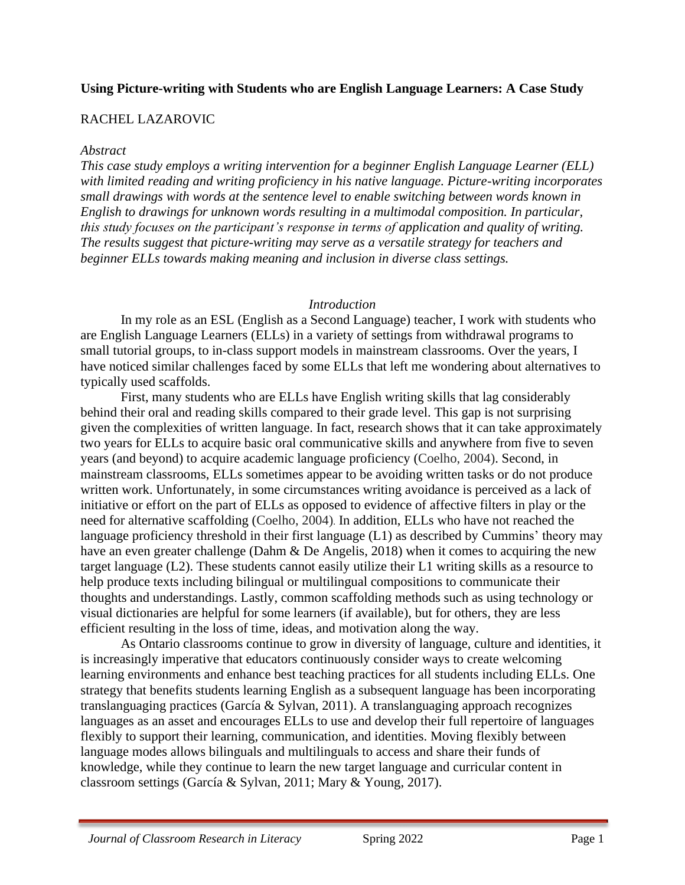**Using Picture-writing with Students who are English Language Learners: A Case Study**

RACHEL LAZAROVIC

*Abstract*

*This case study employs a writing intervention for a beginner English Language Learner (ELL) with limited reading and writing proficiency in his native language. Picture-writing incorporates small drawings with words at the sentence level to enable switching between words known in English to drawings for unknown words resulting in a multimodal composition. In particular, this study focuses on the participant's response in terms of application and quality of writing. The results suggest that picture-writing may serve as a versatile strategy for teachers and beginner ELLs towards making meaning and inclusion in diverse class settings.*

## *Introduction*

In my role as an ESL (English as a Second Language) teacher, I work with students who are English Language Learners (ELLs) in a variety of settings from withdrawal programs to small tutorial groups, to in-class support models in mainstream classrooms. Over the years, I have noticed similar challenges faced by some ELLs that left me wondering about alternatives to typically used scaffolds.

First, many students who are ELLs have English writing skills that lag considerably behind their oral and reading skills compared to their grade level. This gap is not surprising given the complexities of written language. In fact, research shows that it can take approximately two years for ELLs to acquire basic oral communicative skills and anywhere from five to seven years (and beyond) to acquire academic language proficiency (Coelho, 2004). Second, in mainstream classrooms, ELLs sometimes appear to be avoiding written tasks or do not produce written work. Unfortunately, in some circumstances writing avoidance is perceived as a lack of initiative or effort on the part of ELLs as opposed to evidence of affective filters in play or the need for alternative scaffolding (Coelho, 2004). In addition, ELLs who have not reached the language proficiency threshold in their first language (L1) as described by Cummins' theory may have an even greater challenge (Dahm & De Angelis, 2018) when it comes to acquiring the new target language (L2). These students cannot easily utilize their L1 writing skills as a resource to help produce texts including bilingual or multilingual compositions to communicate their thoughts and understandings. Lastly, common scaffolding methods such as using technology or visual dictionaries are helpful for some learners (if available), but for others, they are less efficient resulting in the loss of time, ideas, and motivation along the way.

As Ontario classrooms continue to grow in diversity of language, culture and identities, it is increasingly imperative that educators continuously consider ways to create welcoming learning environments and enhance best teaching practices for all students including ELLs. One strategy that benefits students learning English as a subsequent language has been incorporating translanguaging practices (García & Sylvan, 2011). A translanguaging approach recognizes languages as an asset and encourages ELLs to use and develop their full repertoire of languages flexibly to support their learning, communication, and identities. Moving flexibly between language modes allows bilinguals and multilinguals to access and share their funds of knowledge, while they continue to learn the new target language and curricular content in classroom settings (García & Sylvan, 2011; Mary & Young, 2017).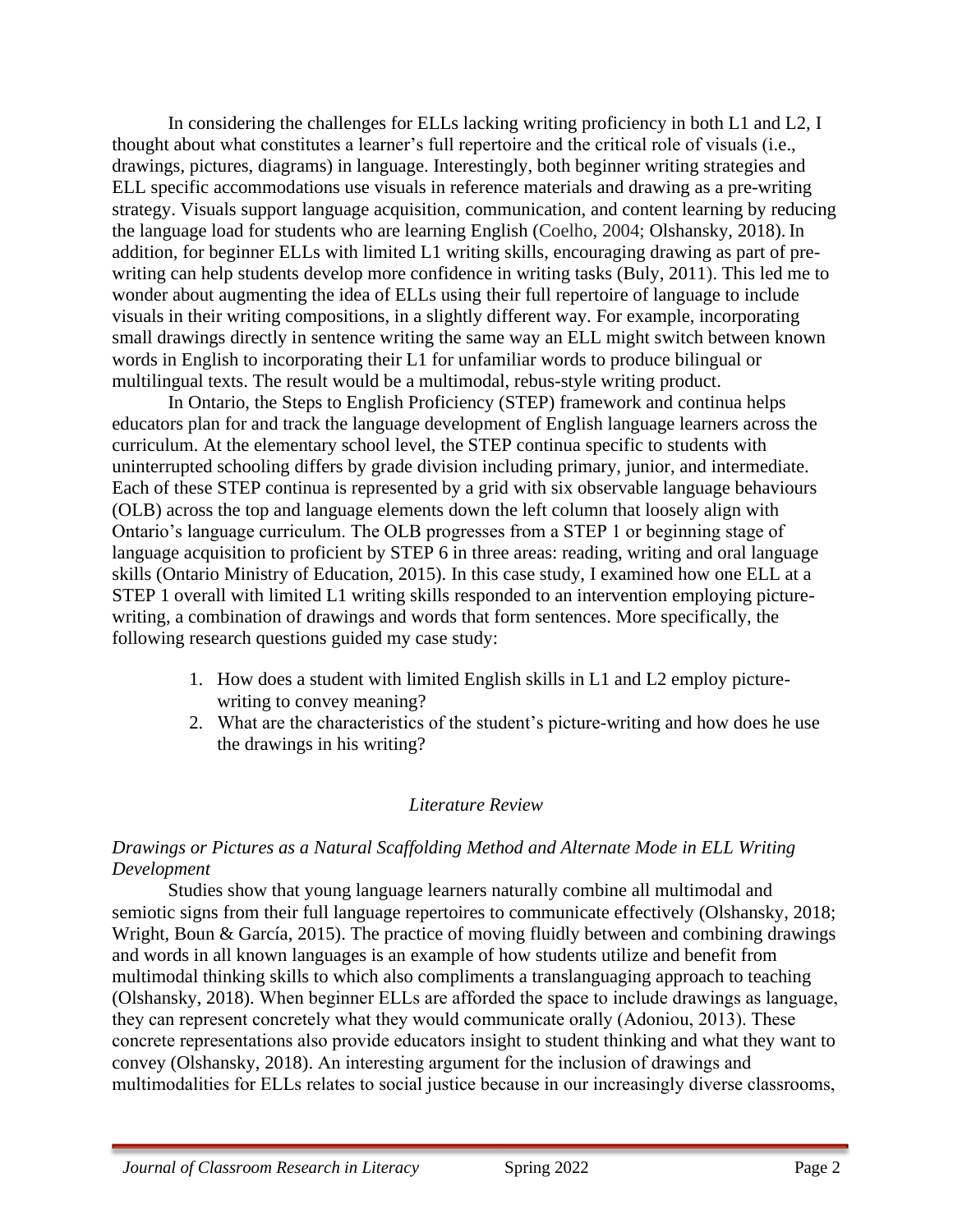In considering the challenges for ELLs lacking writing proficiency in both L1 and L2, I thought about what constitutes a learner's full repertoire and the critical role of visuals (i.e., drawings, pictures, diagrams) in language. Interestingly, both beginner writing strategies and ELL specific accommodations use visuals in reference materials and drawing as a pre-writing strategy. Visuals support language acquisition, communication, and content learning by reducing the language load for students who are learning English (Coelho, 2004; Olshansky, 2018). In addition, for beginner ELLs with limited L1 writing skills, encouraging drawing as part of pre-writing can help students develop more confidence in writing tasks (Buly, 2011). This led me to wonder about augmenting the idea of ELLs using their full repertoire of language to include visuals in their writing compositions, in a slightly different way. For example, incorporating small drawings directly in sentence writing the same way an ELL might switch between known words in English to incorporating their L1 for unfamiliar words to produce bilingual or multilingual texts. The result would be a multimodal, rebus-style writing product.

In Ontario, the Steps to English Proficiency (STEP) framework and continua helps educators plan for and track the language development of English language learners across the curriculum. At the elementary school level, the STEP continua specific to students with uninterrupted schooling differs by grade division including primary, junior, and intermediate. Each of these STEP continua is represented by a grid with six observable language behaviours (OLB) across the top and language elements down the left column that loosely align with Ontario's language curriculum. The OLB progresses from a STEP 1 or beginning stage of language acquisition to proficient by STEP 6 in three areas: reading, writing and oral language skills (Ontario Ministry of Education, 2015). In this case study, I examined how one ELL at a STEP 1 overall with limited L1 writing skills responded to an intervention employing picture-writing, a combination of drawings and words that form sentences. More specifically, the following research questions guided my case study:

1. How does a student with limited English skills in L1 and L2 employ picture-writing to convey meaning?
2. What are the characteristics of the student's picture-writing and how does he use the drawings in his writing?

## *Literature Review*

### *Drawings or Pictures as a Natural Scaffolding Method and Alternate Mode in ELL Writing Development*

Studies show that young language learners naturally combine all multimodal and semiotic signs from their full language repertoires to communicate effectively (Olshansky, 2018; Wright, Boun & García, 2015). The practice of moving fluidly between and combining drawings and words in all known languages is an example of how students utilize and benefit from multimodal thinking skills to which also compliments a translanguaging approach to teaching (Olshansky, 2018). When beginner ELLs are afforded the space to include drawings as language, they can represent concretely what they would communicate orally (Adoniou, 2013). These concrete representations also provide educators insight to student thinking and what they want to convey (Olshansky, 2018). An interesting argument for the inclusion of drawings and multimodalities for ELLs relates to social justice because in our increasingly diverse classrooms,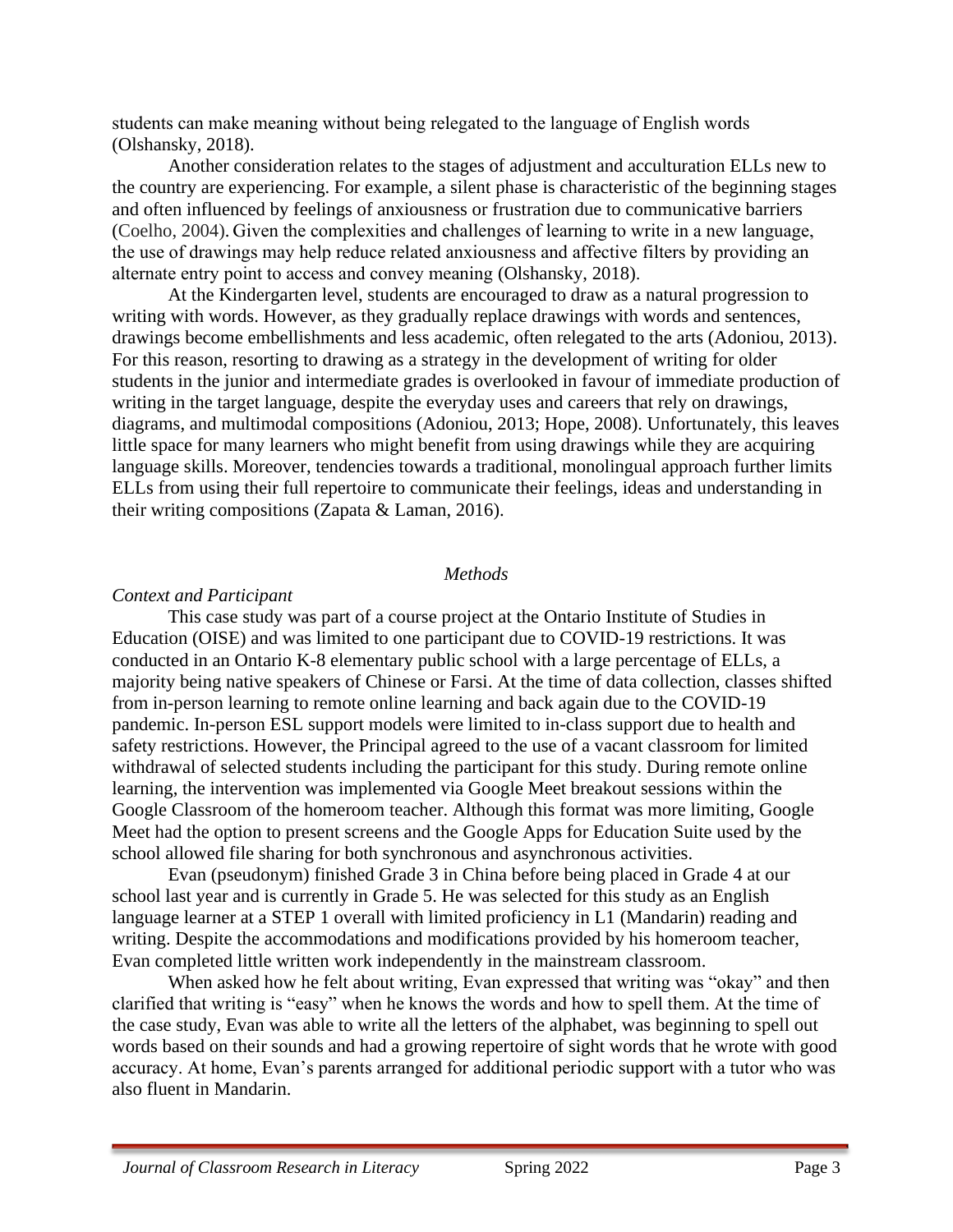students can make meaning without being relegated to the language of English words (Olshansky, 2018).

Another consideration relates to the stages of adjustment and acculturation ELLs new to the country are experiencing. For example, a silent phase is characteristic of the beginning stages and often influenced by feelings of anxiousness or frustration due to communicative barriers (Coelho, 2004). Given the complexities and challenges of learning to write in a new language, the use of drawings may help reduce related anxiousness and affective filters by providing an alternate entry point to access and convey meaning (Olshansky, 2018).

At the Kindergarten level, students are encouraged to draw as a natural progression to writing with words. However, as they gradually replace drawings with words and sentences, drawings become embellishments and less academic, often relegated to the arts (Adoniou, 2013). For this reason, resorting to drawing as a strategy in the development of writing for older students in the junior and intermediate grades is overlooked in favour of immediate production of writing in the target language, despite the everyday uses and careers that rely on drawings, diagrams, and multimodal compositions (Adoniou, 2013; Hope, 2008). Unfortunately, this leaves little space for many learners who might benefit from using drawings while they are acquiring language skills. Moreover, tendencies towards a traditional, monolingual approach further limits ELLs from using their full repertoire to communicate their feelings, ideas and understanding in their writing compositions (Zapata & Laman, 2016).

## *Methods*

### *Context and Participant*

This case study was part of a course project at the Ontario Institute of Studies in Education (OISE) and was limited to one participant due to COVID-19 restrictions. It was conducted in an Ontario K-8 elementary public school with a large percentage of ELLs, a majority being native speakers of Chinese or Farsi. At the time of data collection, classes shifted from in-person learning to remote online learning and back again due to the COVID-19 pandemic. In-person ESL support models were limited to in-class support due to health and safety restrictions. However, the Principal agreed to the use of a vacant classroom for limited withdrawal of selected students including the participant for this study. During remote online learning, the intervention was implemented via Google Meet breakout sessions within the Google Classroom of the homeroom teacher. Although this format was more limiting, Google Meet had the option to present screens and the Google Apps for Education Suite used by the school allowed file sharing for both synchronous and asynchronous activities.

Evan (pseudonym) finished Grade 3 in China before being placed in Grade 4 at our school last year and is currently in Grade 5. He was selected for this study as an English language learner at a STEP 1 overall with limited proficiency in L1 (Mandarin) reading and writing. Despite the accommodations and modifications provided by his homeroom teacher, Evan completed little written work independently in the mainstream classroom.

When asked how he felt about writing, Evan expressed that writing was "okay" and then clarified that writing is "easy" when he knows the words and how to spell them. At the time of the case study, Evan was able to write all the letters of the alphabet, was beginning to spell out words based on their sounds and had a growing repertoire of sight words that he wrote with good accuracy. At home, Evan's parents arranged for additional periodic support with a tutor who was also fluent in Mandarin.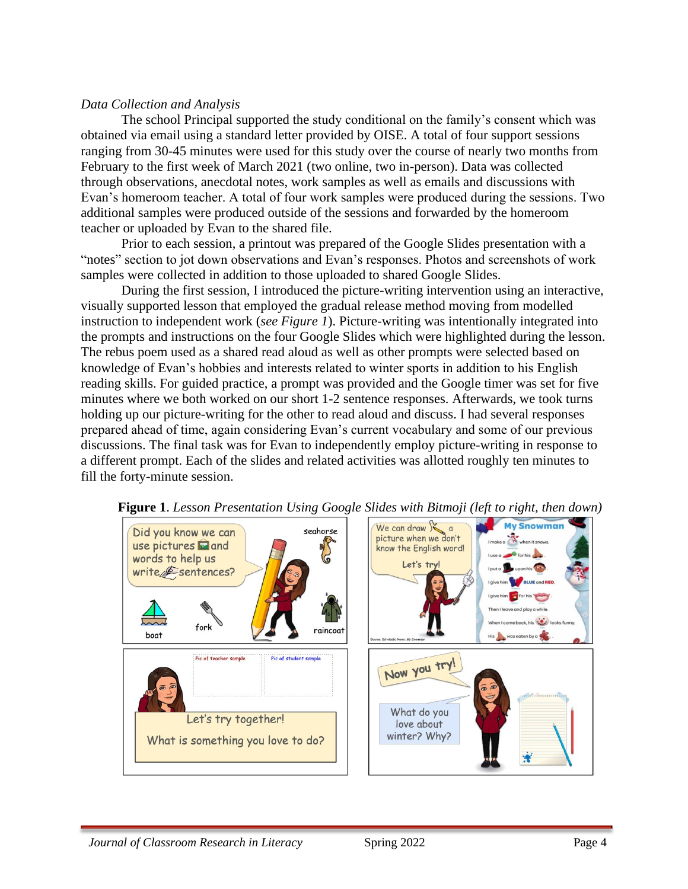*Data Collection and Analysis*

The school Principal supported the study conditional on the family's consent which was obtained via email using a standard letter provided by OISE. A total of four support sessions ranging from 30-45 minutes were used for this study over the course of nearly two months from February to the first week of March 2021 (two online, two in-person). Data was collected through observations, anecdotal notes, work samples as well as emails and discussions with Evan's homeroom teacher. A total of four work samples were produced during the sessions. Two additional samples were produced outside of the sessions and forwarded by the homeroom teacher or uploaded by Evan to the shared file.

Prior to each session, a printout was prepared of the Google Slides presentation with a "notes" section to jot down observations and Evan's responses. Photos and screenshots of work samples were collected in addition to those uploaded to shared Google Slides.

During the first session, I introduced the picture-writing intervention using an interactive, visually supported lesson that employed the gradual release method moving from modelled instruction to independent work (*see Figure 1*). Picture-writing was intentionally integrated into the prompts and instructions on the four Google Slides which were highlighted during the lesson. The rebus poem used as a shared read aloud as well as other prompts were selected based on knowledge of Evan's hobbies and interests related to winter sports in addition to his English reading skills. For guided practice, a prompt was provided and the Google timer was set for five minutes where we both worked on our short 1-2 sentence responses. Afterwards, we took turns holding up our picture-writing for the other to read aloud and discuss. I had several responses prepared ahead of time, again considering Evan's current vocabulary and some of our previous discussions. The final task was for Evan to independently employ picture-writing in response to a different prompt. Each of the slides and related activities was allotted roughly ten minutes to fill the forty-minute session.

**Figure 1**. *Lesson Presentation Using Google Slides with Bitmoji (left to right, then down)*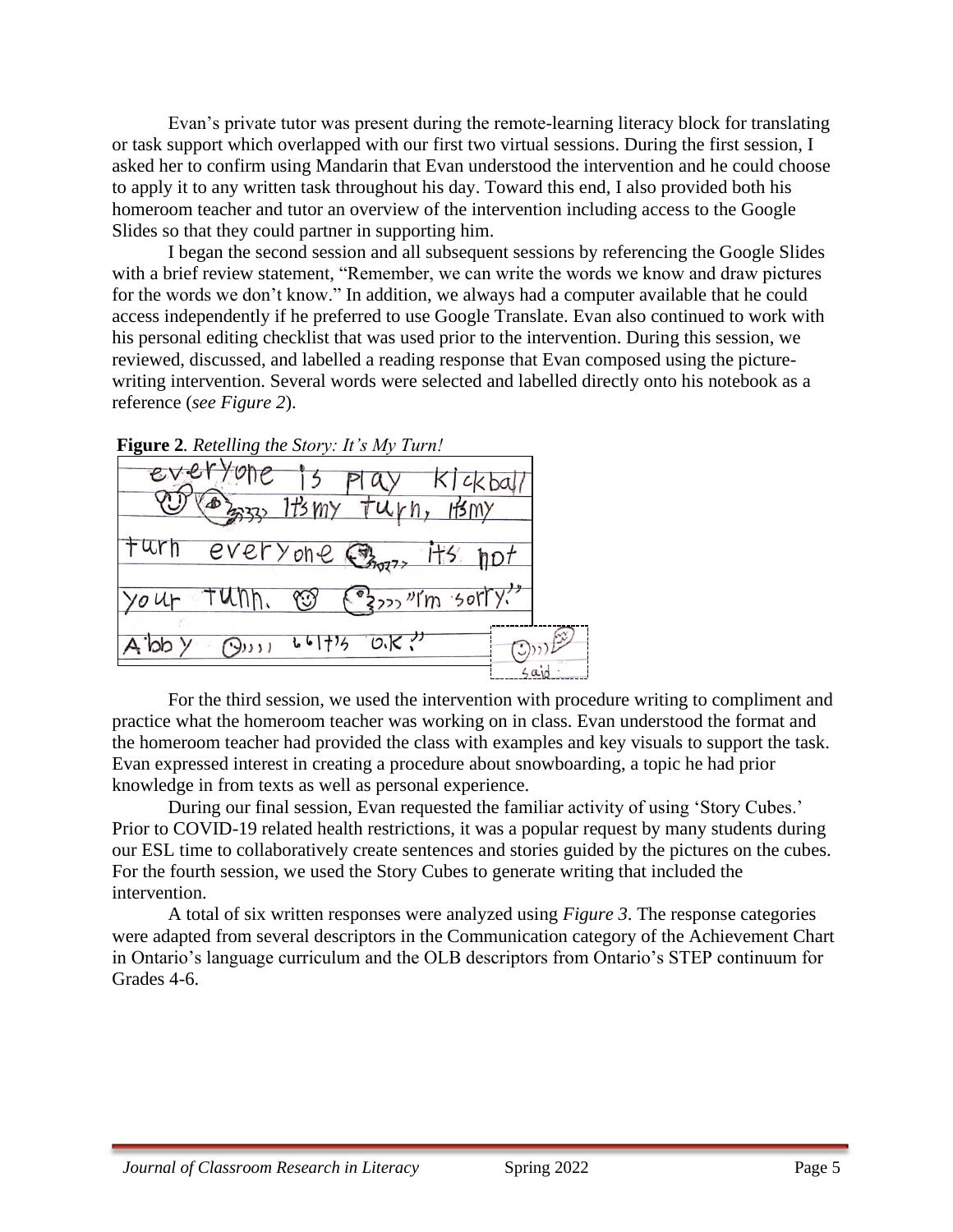Evan's private tutor was present during the remote-learning literacy block for translating or task support which overlapped with our first two virtual sessions. During the first session, I asked her to confirm using Mandarin that Evan understood the intervention and he could choose to apply it to any written task throughout his day. Toward this end, I also provided both his homeroom teacher and tutor an overview of the intervention including access to the Google Slides so that they could partner in supporting him.

I began the second session and all subsequent sessions by referencing the Google Slides with a brief review statement, "Remember, we can write the words we know and draw pictures for the words we don't know." In addition, we always had a computer available that he could access independently if he preferred to use Google Translate. Evan also continued to work with his personal editing checklist that was used prior to the intervention. During this session, we reviewed, discussed, and labelled a reading response that Evan composed using the picture-writing intervention. Several words were selected and labelled directly onto his notebook as a reference (*see Figure 2*).

**Figure 2**. *Retelling the Story: It's My Turn!*

For the third session, we used the intervention with procedure writing to compliment and practice what the homeroom teacher was working on in class. Evan understood the format and the homeroom teacher had provided the class with examples and key visuals to support the task. Evan expressed interest in creating a procedure about snowboarding, a topic he had prior knowledge in from texts as well as personal experience.

During our final session, Evan requested the familiar activity of using 'Story Cubes.' Prior to COVID-19 related health restrictions, it was a popular request by many students during our ESL time to collaboratively create sentences and stories guided by the pictures on the cubes. For the fourth session, we used the Story Cubes to generate writing that included the intervention.

A total of six written responses were analyzed using *Figure 3*. The response categories were adapted from several descriptors in the Communication category of the Achievement Chart in Ontario's language curriculum and the OLB descriptors from Ontario's STEP continuum for Grades 4-6.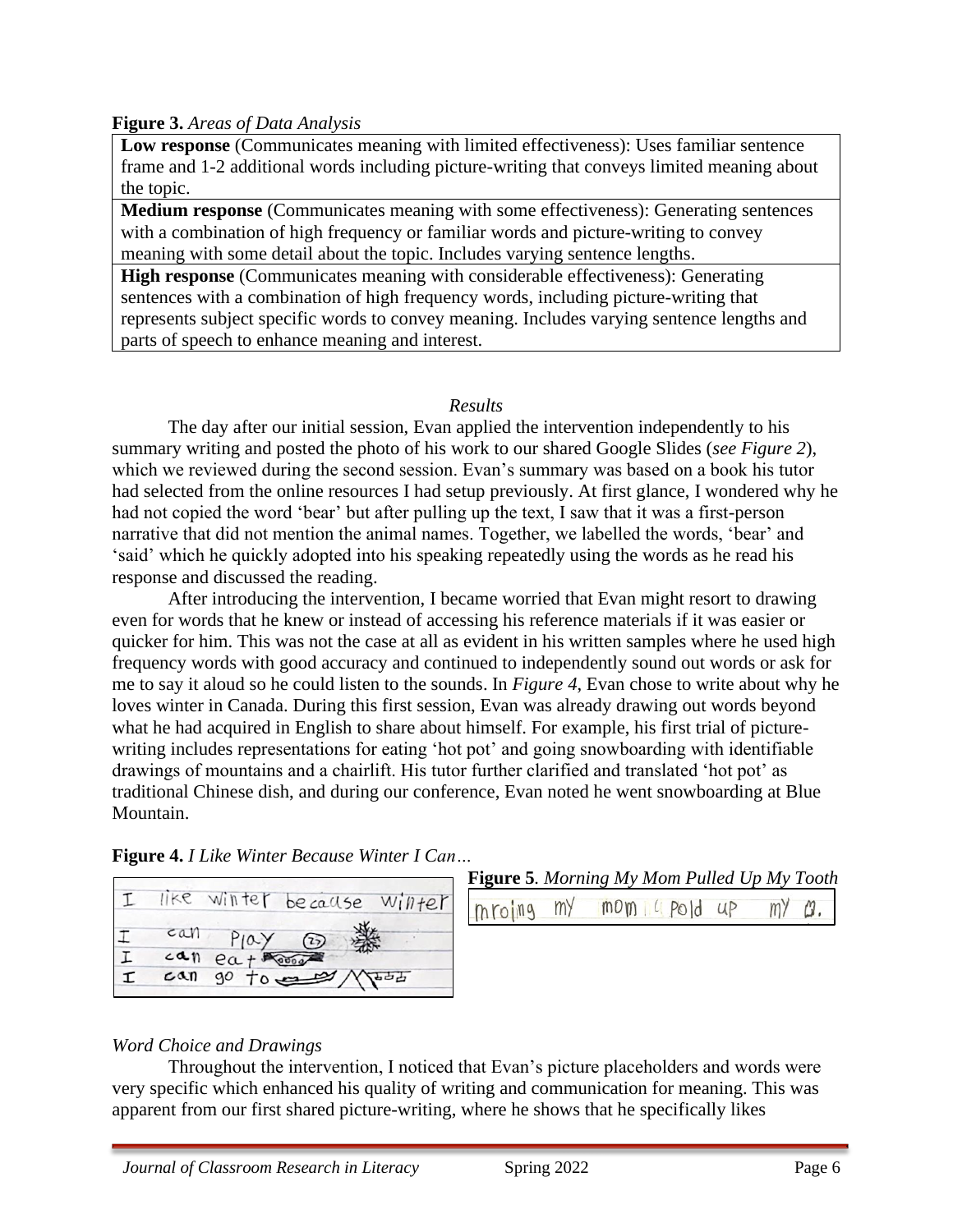**Figure 3.** *Areas of Data Analysis*

| |
|---|
| **Low response** (Communicates meaning with limited effectiveness): Uses familiar sentence frame and 1-2 additional words including picture-writing that conveys limited meaning about the topic. |
| **Medium response** (Communicates meaning with some effectiveness): Generating sentences with a combination of high frequency or familiar words and picture-writing to convey meaning with some detail about the topic. Includes varying sentence lengths. |
| **High response** (Communicates meaning with considerable effectiveness): Generating sentences with a combination of high frequency words, including picture-writing that represents subject specific words to convey meaning. Includes varying sentence lengths and parts of speech to enhance meaning and interest. |

*Results*

The day after our initial session, Evan applied the intervention independently to his summary writing and posted the photo of his work to our shared Google Slides (*see Figure 2*), which we reviewed during the second session. Evan's summary was based on a book his tutor had selected from the online resources I had setup previously. At first glance, I wondered why he had not copied the word 'bear' but after pulling up the text, I saw that it was a first-person narrative that did not mention the animal names. Together, we labelled the words, 'bear' and 'said' which he quickly adopted into his speaking repeatedly using the words as he read his response and discussed the reading.

After introducing the intervention, I became worried that Evan might resort to drawing even for words that he knew or instead of accessing his reference materials if it was easier or quicker for him. This was not the case at all as evident in his written samples where he used high frequency words with good accuracy and continued to independently sound out words or ask for me to say it aloud so he could listen to the sounds. In *Figure 4*, Evan chose to write about why he loves winter in Canada. During this first session, Evan was already drawing out words beyond what he had acquired in English to share about himself. For example, his first trial of picture-writing includes representations for eating 'hot pot' and going snowboarding with identifiable drawings of mountains and a chairlift. His tutor further clarified and translated 'hot pot' as traditional Chinese dish, and during our conference, Evan noted he went snowboarding at Blue Mountain.

**Figure 4.** *I Like Winter Because Winter I Can…*

**Figure 5**. *Morning My Mom Pulled Up My Tooth*

*Word Choice and Drawings*

Throughout the intervention, I noticed that Evan's picture placeholders and words were very specific which enhanced his quality of writing and communication for meaning. This was apparent from our first shared picture-writing, where he shows that he specifically likes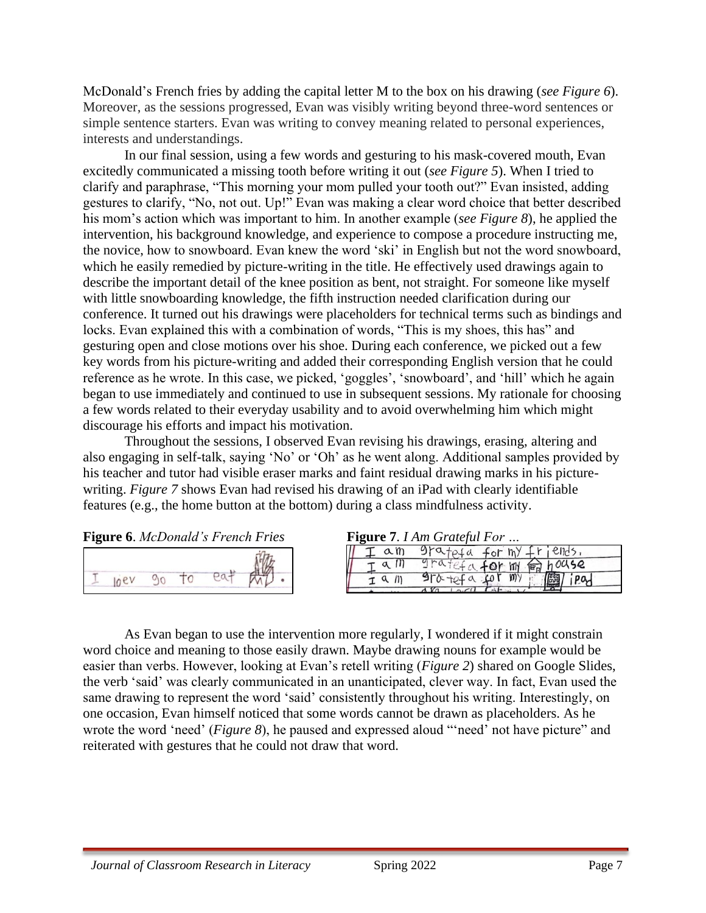McDonald's French fries by adding the capital letter M to the box on his drawing (*see Figure 6*). Moreover, as the sessions progressed, Evan was visibly writing beyond three-word sentences or simple sentence starters. Evan was writing to convey meaning related to personal experiences, interests and understandings.

In our final session, using a few words and gesturing to his mask-covered mouth, Evan excitedly communicated a missing tooth before writing it out (*see Figure 5*). When I tried to clarify and paraphrase, "This morning your mom pulled your tooth out?" Evan insisted, adding gestures to clarify, "No, not out. Up!" Evan was making a clear word choice that better described his mom's action which was important to him. In another example (*see Figure 8*), he applied the intervention, his background knowledge, and experience to compose a procedure instructing me, the novice, how to snowboard. Evan knew the word 'ski' in English but not the word snowboard, which he easily remedied by picture-writing in the title. He effectively used drawings again to describe the important detail of the knee position as bent, not straight. For someone like myself with little snowboarding knowledge, the fifth instruction needed clarification during our conference. It turned out his drawings were placeholders for technical terms such as bindings and locks. Evan explained this with a combination of words, "This is my shoes, this has" and gesturing open and close motions over his shoe. During each conference, we picked out a few key words from his picture-writing and added their corresponding English version that he could reference as he wrote. In this case, we picked, 'goggles', 'snowboard', and 'hill' which he again began to use immediately and continued to use in subsequent sessions. My rationale for choosing a few words related to their everyday usability and to avoid overwhelming him which might discourage his efforts and impact his motivation.

Throughout the sessions, I observed Evan revising his drawings, erasing, altering and also engaging in self-talk, saying 'No' or 'Oh' as he went along. Additional samples provided by his teacher and tutor had visible eraser marks and faint residual drawing marks in his picture-writing. *Figure 7* shows Evan had revised his drawing of an iPad with clearly identifiable features (e.g., the home button at the bottom) during a class mindfulness activity.

**Figure 6**. *McDonald's French Fries*

**Figure 7**. *I Am Grateful For …*

As Evan began to use the intervention more regularly, I wondered if it might constrain word choice and meaning to those easily drawn. Maybe drawing nouns for example would be easier than verbs. However, looking at Evan's retell writing (*Figure 2*) shared on Google Slides, the verb 'said' was clearly communicated in an unanticipated, clever way. In fact, Evan used the same drawing to represent the word 'said' consistently throughout his writing. Interestingly, on one occasion, Evan himself noticed that some words cannot be drawn as placeholders. As he wrote the word 'need' (*Figure 8*), he paused and expressed aloud "'need' not have picture" and reiterated with gestures that he could not draw that word.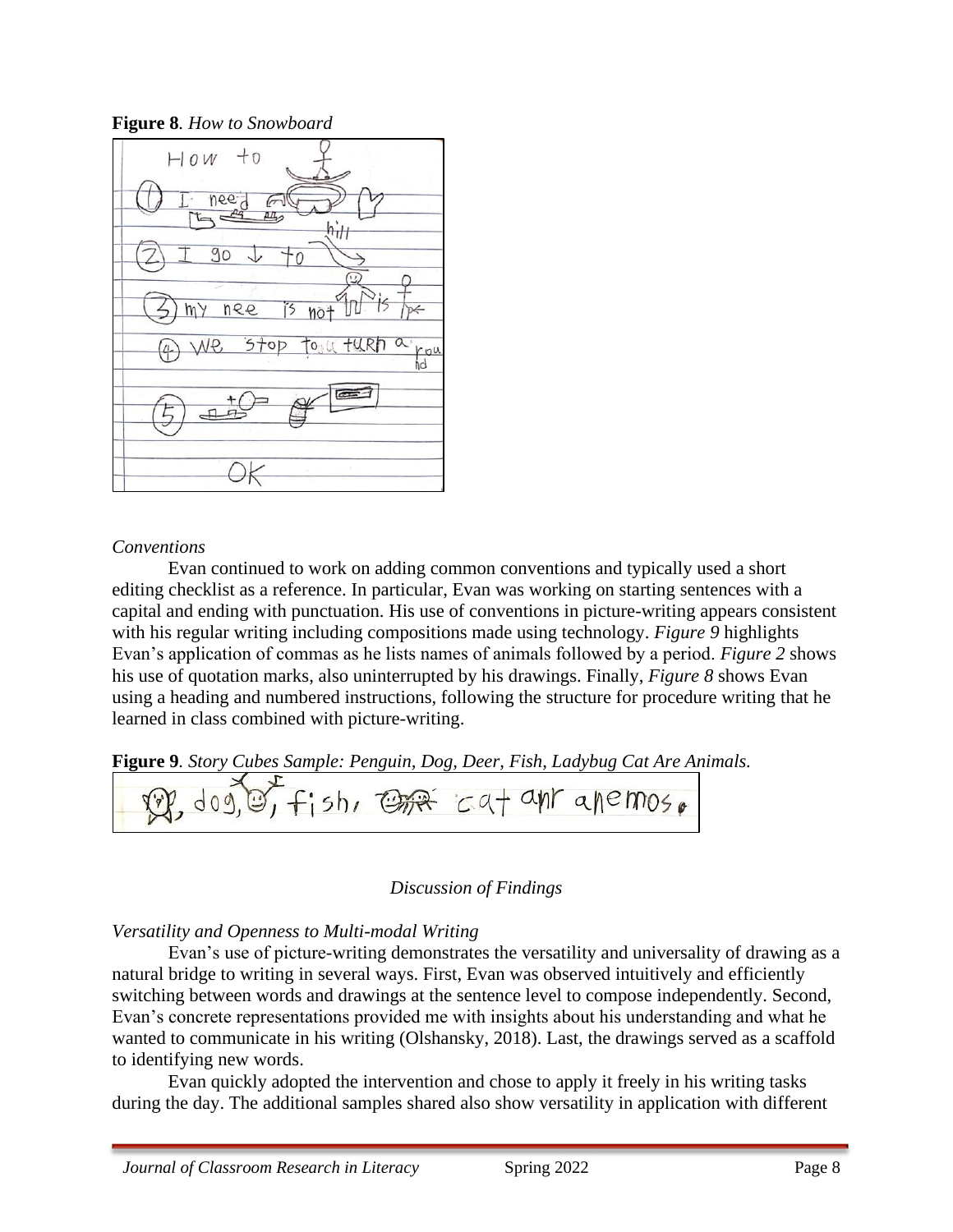**Figure 8**. *How to Snowboard*

*Conventions*

Evan continued to work on adding common conventions and typically used a short editing checklist as a reference. In particular, Evan was working on starting sentences with a capital and ending with punctuation. His use of conventions in picture-writing appears consistent with his regular writing including compositions made using technology. *Figure 9* highlights Evan's application of commas as he lists names of animals followed by a period. *Figure 2* shows his use of quotation marks, also uninterrupted by his drawings. Finally, *Figure 8* shows Evan using a heading and numbered instructions, following the structure for procedure writing that he learned in class combined with picture-writing.

**Figure 9**. *Story Cubes Sample: Penguin, Dog, Deer, Fish, Ladybug Cat Are Animals.*

## Discussion of Findings

*Versatility and Openness to Multi-modal Writing*

Evan's use of picture-writing demonstrates the versatility and universality of drawing as a natural bridge to writing in several ways. First, Evan was observed intuitively and efficiently switching between words and drawings at the sentence level to compose independently. Second, Evan's concrete representations provided me with insights about his understanding and what he wanted to communicate in his writing (Olshansky, 2018). Last, the drawings served as a scaffold to identifying new words.

Evan quickly adopted the intervention and chose to apply it freely in his writing tasks during the day. The additional samples shared also show versatility in application with different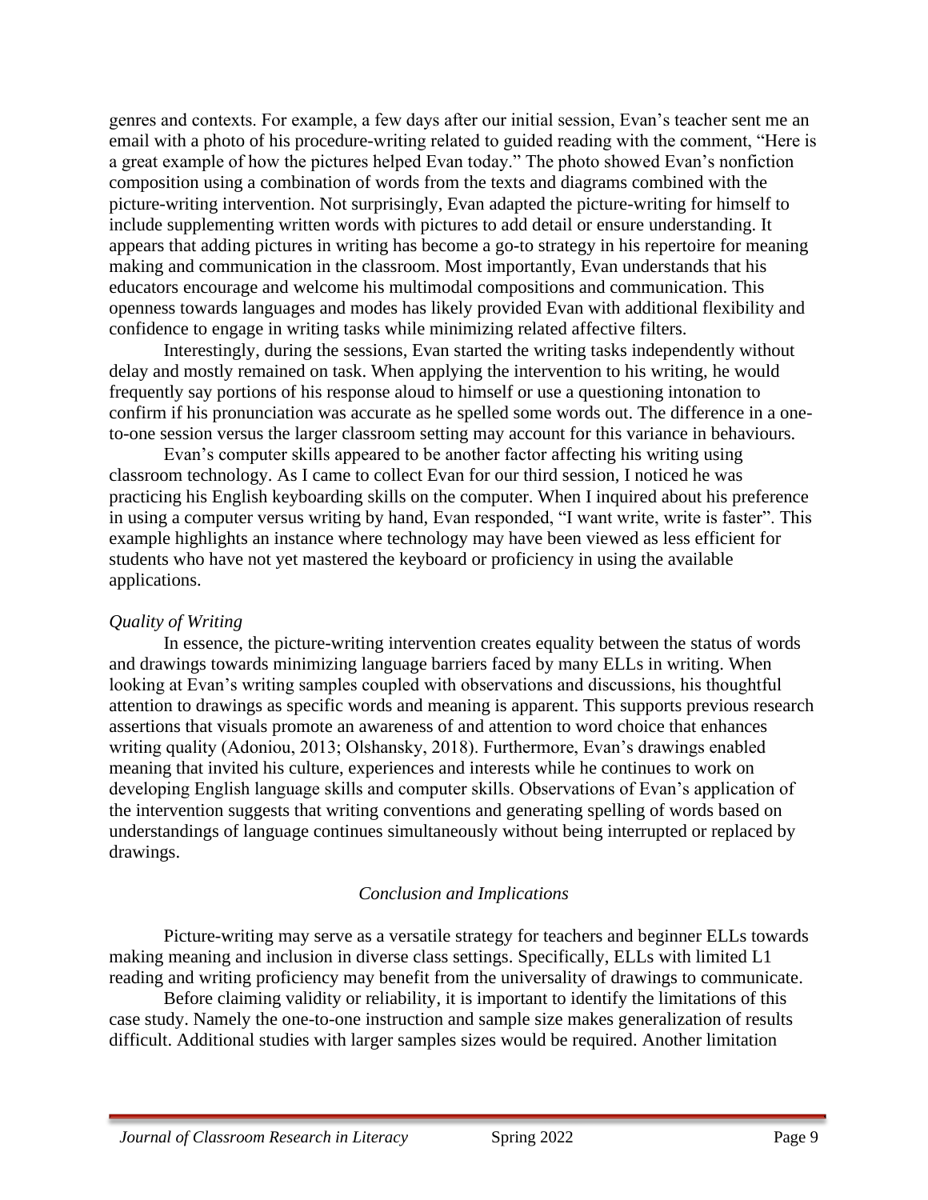genres and contexts. For example, a few days after our initial session, Evan's teacher sent me an email with a photo of his procedure-writing related to guided reading with the comment, "Here is a great example of how the pictures helped Evan today." The photo showed Evan's nonfiction composition using a combination of words from the texts and diagrams combined with the picture-writing intervention. Not surprisingly, Evan adapted the picture-writing for himself to include supplementing written words with pictures to add detail or ensure understanding. It appears that adding pictures in writing has become a go-to strategy in his repertoire for meaning making and communication in the classroom. Most importantly, Evan understands that his educators encourage and welcome his multimodal compositions and communication. This openness towards languages and modes has likely provided Evan with additional flexibility and confidence to engage in writing tasks while minimizing related affective filters.

Interestingly, during the sessions, Evan started the writing tasks independently without delay and mostly remained on task. When applying the intervention to his writing, he would frequently say portions of his response aloud to himself or use a questioning intonation to confirm if his pronunciation was accurate as he spelled some words out. The difference in a one-to-one session versus the larger classroom setting may account for this variance in behaviours.

Evan's computer skills appeared to be another factor affecting his writing using classroom technology. As I came to collect Evan for our third session, I noticed he was practicing his English keyboarding skills on the computer. When I inquired about his preference in using a computer versus writing by hand, Evan responded, "I want write, write is faster". This example highlights an instance where technology may have been viewed as less efficient for students who have not yet mastered the keyboard or proficiency in using the available applications.

### *Quality of Writing*

In essence, the picture-writing intervention creates equality between the status of words and drawings towards minimizing language barriers faced by many ELLs in writing. When looking at Evan's writing samples coupled with observations and discussions, his thoughtful attention to drawings as specific words and meaning is apparent. This supports previous research assertions that visuals promote an awareness of and attention to word choice that enhances writing quality (Adoniou, 2013; Olshansky, 2018). Furthermore, Evan's drawings enabled meaning that invited his culture, experiences and interests while he continues to work on developing English language skills and computer skills. Observations of Evan's application of the intervention suggests that writing conventions and generating spelling of words based on understandings of language continues simultaneously without being interrupted or replaced by drawings.

## *Conclusion and Implications*

Picture-writing may serve as a versatile strategy for teachers and beginner ELLs towards making meaning and inclusion in diverse class settings. Specifically, ELLs with limited L1 reading and writing proficiency may benefit from the universality of drawings to communicate.

Before claiming validity or reliability, it is important to identify the limitations of this case study. Namely the one-to-one instruction and sample size makes generalization of results difficult. Additional studies with larger samples sizes would be required. Another limitation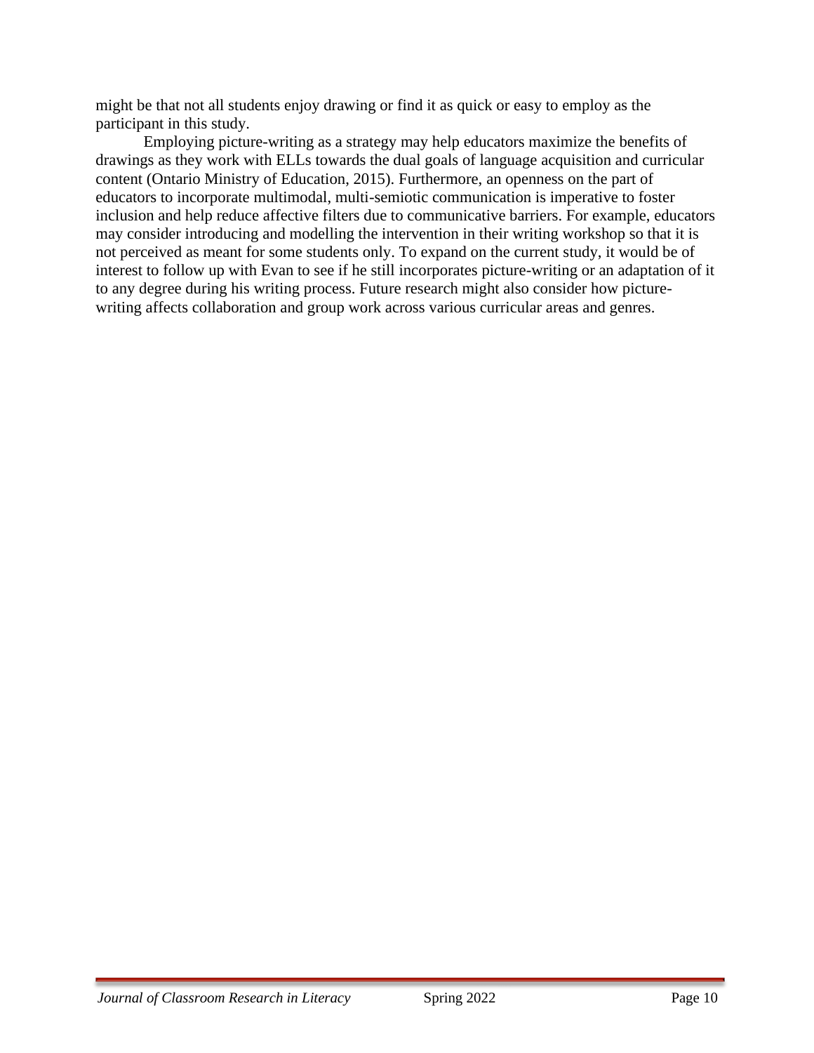might be that not all students enjoy drawing or find it as quick or easy to employ as the participant in this study.

Employing picture-writing as a strategy may help educators maximize the benefits of drawings as they work with ELLs towards the dual goals of language acquisition and curricular content (Ontario Ministry of Education, 2015). Furthermore, an openness on the part of educators to incorporate multimodal, multi-semiotic communication is imperative to foster inclusion and help reduce affective filters due to communicative barriers. For example, educators may consider introducing and modelling the intervention in their writing workshop so that it is not perceived as meant for some students only. To expand on the current study, it would be of interest to follow up with Evan to see if he still incorporates picture-writing or an adaptation of it to any degree during his writing process. Future research might also consider how picture-writing affects collaboration and group work across various curricular areas and genres.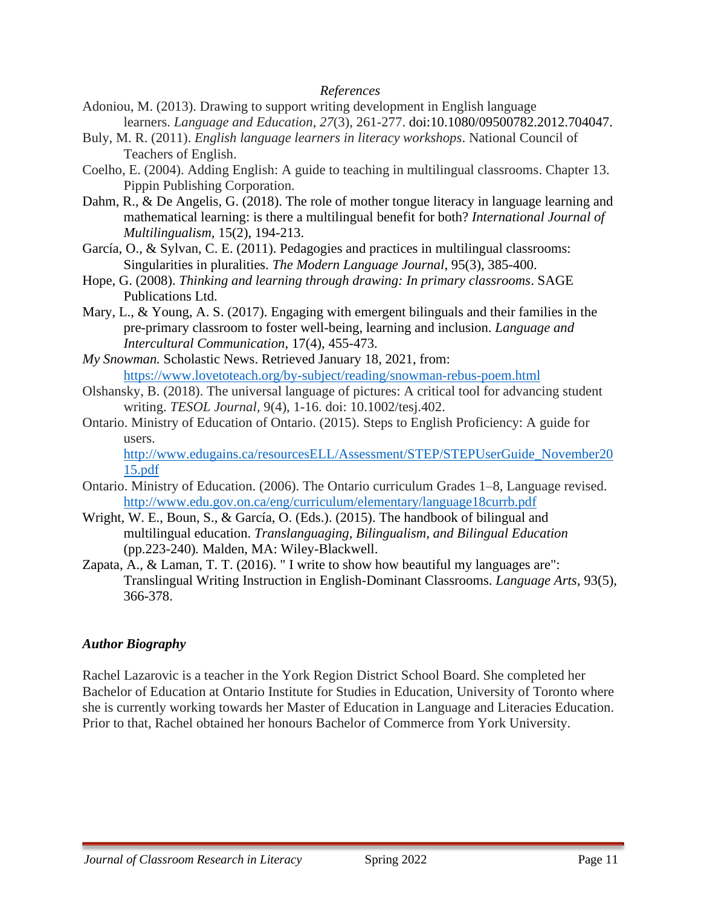*References*

Adoniou, M. (2013). Drawing to support writing development in English language learners. *Language and Education*, *27*(3), 261-277. doi:10.1080/09500782.2012.704047.

Buly, M. R. (2011). *English language learners in literacy workshops*. National Council of Teachers of English.

Coelho, E. (2004). Adding English: A guide to teaching in multilingual classrooms. Chapter 13. Pippin Publishing Corporation.

Dahm, R., & De Angelis, G. (2018). The role of mother tongue literacy in language learning and mathematical learning: is there a multilingual benefit for both? *International Journal of Multilingualism*, 15(2), 194-213.

García, O., & Sylvan, C. E. (2011). Pedagogies and practices in multilingual classrooms: Singularities in pluralities. *The Modern Language Journal*, 95(3), 385-400.

Hope, G. (2008). *Thinking and learning through drawing: In primary classrooms*. SAGE Publications Ltd.

Mary, L., & Young, A. S. (2017). Engaging with emergent bilinguals and their families in the pre-primary classroom to foster well-being, learning and inclusion. *Language and Intercultural Communication*, 17(4), 455-473.

*My Snowman.* Scholastic News. Retrieved January 18, 2021, from: https://www.lovetoteach.org/by-subject/reading/snowman-rebus-poem.html

Olshansky, B. (2018). The universal language of pictures: A critical tool for advancing student writing. *TESOL Journal*, 9(4), 1-16. doi: 10.1002/tesj.402.

Ontario. Ministry of Education of Ontario. (2015). Steps to English Proficiency: A guide for users. http://www.edugains.ca/resourcesELL/Assessment/STEP/STEPUserGuide_November2015.pdf

Ontario. Ministry of Education. (2006). The Ontario curriculum Grades 1–8, Language revised. http://www.edu.gov.on.ca/eng/curriculum/elementary/language18currb.pdf

Wright, W. E., Boun, S., & García, O. (Eds.). (2015). The handbook of bilingual and multilingual education. *Translanguaging, Bilingualism, and Bilingual Education* (pp.223-240). Malden, MA: Wiley-Blackwell.

Zapata, A., & Laman, T. T. (2016). " I write to show how beautiful my languages are": Translingual Writing Instruction in English-Dominant Classrooms. *Language Arts*, 93(5), 366-378.

***Author Biography***

Rachel Lazarovic is a teacher in the York Region District School Board. She completed her Bachelor of Education at Ontario Institute for Studies in Education, University of Toronto where she is currently working towards her Master of Education in Language and Literacies Education. Prior to that, Rachel obtained her honours Bachelor of Commerce from York University.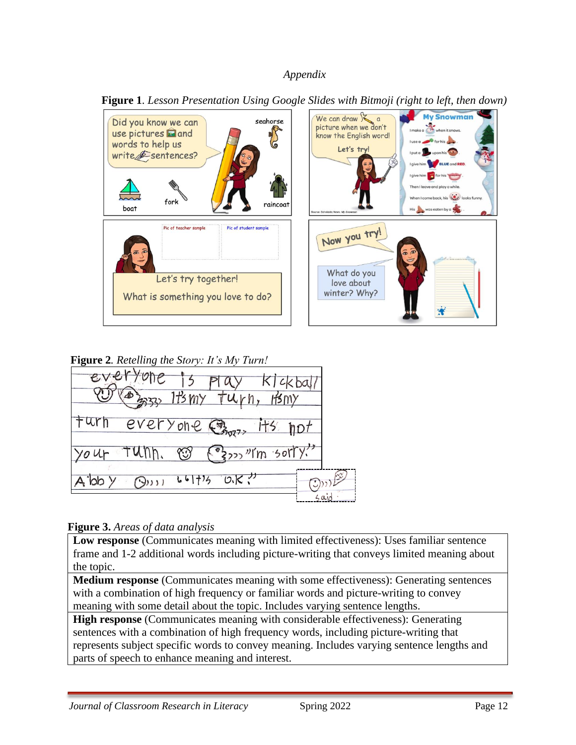*Appendix*

**Figure 1**. *Lesson Presentation Using Google Slides with Bitmoji (right to left, then down)*

**Figure 2**. *Retelling the Story: It's My Turn!*

**Figure 3.** *Areas of data analysis*

| |
|---|
| **Low response** (Communicates meaning with limited effectiveness): Uses familiar sentence frame and 1-2 additional words including picture-writing that conveys limited meaning about the topic. |
| **Medium response** (Communicates meaning with some effectiveness): Generating sentences with a combination of high frequency or familiar words and picture-writing to convey meaning with some detail about the topic. Includes varying sentence lengths. |
| **High response** (Communicates meaning with considerable effectiveness): Generating sentences with a combination of high frequency words, including picture-writing that represents subject specific words to convey meaning. Includes varying sentence lengths and parts of speech to enhance meaning and interest. |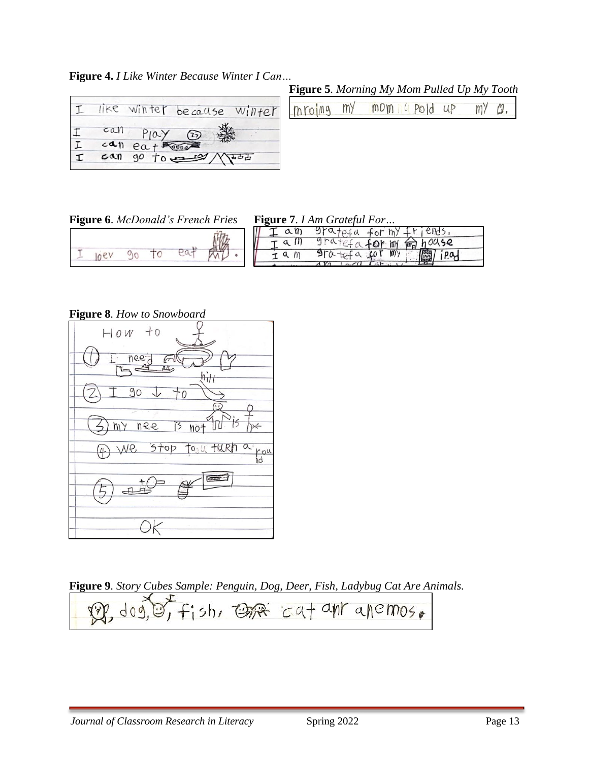**Figure 4.** *I Like Winter Because Winter I Can…*

**Figure 5**. *Morning My Mom Pulled Up My Tooth*

**Figure 6**. *McDonald's French Fries*

**Figure 7**. *I Am Grateful For…*

**Figure 8**. *How to Snowboard*

**Figure 9**. *Story Cubes Sample: Penguin, Dog, Deer, Fish, Ladybug Cat Are Animals.*